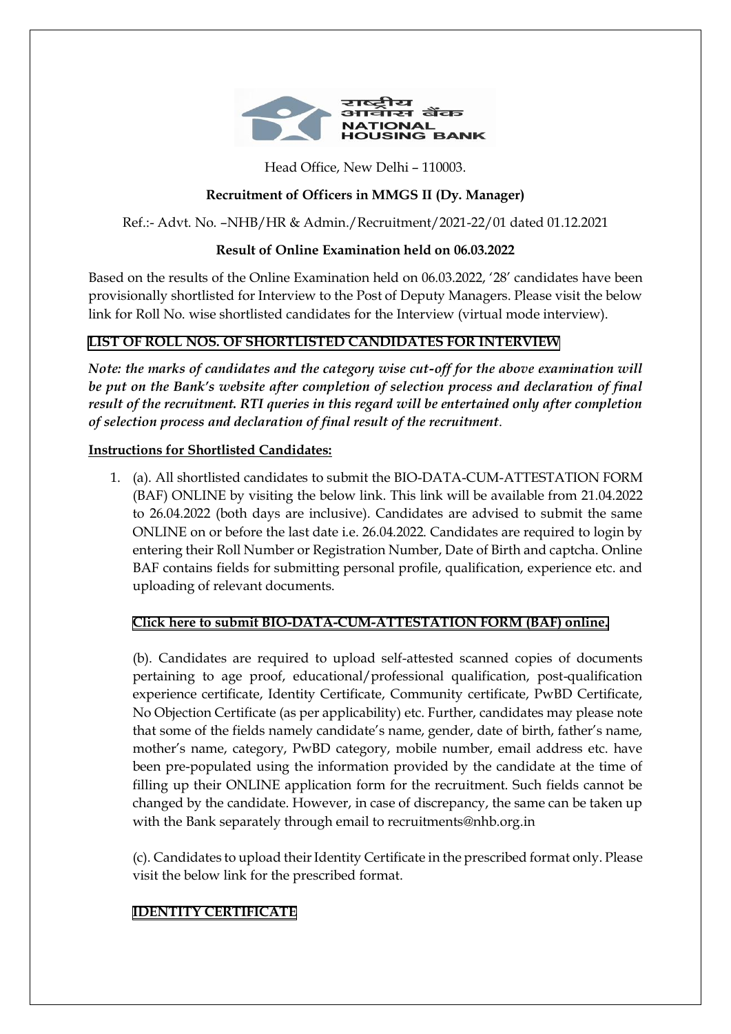Head Office, New Delhi – 110003.

**Recruitment of Officers in MMGS II (Dy. Manager)**

Ref.:- Advt. No. –NHB/HR & Admin./Recruitment/2021-22/01 dated 01.12.2021

**Result of Online Examination held on 06.03.2022**

Based on the results of the Online Examination held on 06.03.2022, '28' candidates have been provisionally shortlisted for Interview to the Post of Deputy Managers. Please visit the below link for Roll No. wise shortlisted candidates for the Interview (virtual mode interview).

**LIST OF ROLL NOS. OF SHORTLISTED CANDIDATES FOR INTERVIEW**

***Note: the marks of candidates and the category wise cut-off for the above examination will be put on the Bank's website after completion of selection process and declaration of final result of the recruitment. RTI queries in this regard will be entertained only after completion of selection process and declaration of final result of the recruitment***.

**Instructions for Shortlisted Candidates:**

1. (a). All shortlisted candidates to submit the BIO-DATA-CUM-ATTESTATION FORM (BAF) ONLINE by visiting the below link. This link will be available from 21.04.2022 to 26.04.2022 (both days are inclusive). Candidates are advised to submit the same ONLINE on or before the last date i.e. 26.04.2022. Candidates are required to login by entering their Roll Number or Registration Number, Date of Birth and captcha. Online BAF contains fields for submitting personal profile, qualification, experience etc. and uploading of relevant documents.

   **Click here to submit BIO-DATA-CUM-ATTESTATION FORM (BAF) online.**

   (b). Candidates are required to upload self-attested scanned copies of documents pertaining to age proof, educational/professional qualification, post-qualification experience certificate, Identity Certificate, Community certificate, PwBD Certificate, No Objection Certificate (as per applicability) etc. Further, candidates may please note that some of the fields namely candidate's name, gender, date of birth, father's name, mother's name, category, PwBD category, mobile number, email address etc. have been pre-populated using the information provided by the candidate at the time of filling up their ONLINE application form for the recruitment. Such fields cannot be changed by the candidate. However, in case of discrepancy, the same can be taken up with the Bank separately through email to recruitments@nhb.org.in

   (c). Candidates to upload their Identity Certificate in the prescribed format only. Please visit the below link for the prescribed format.

   **IDENTITY CERTIFICATE**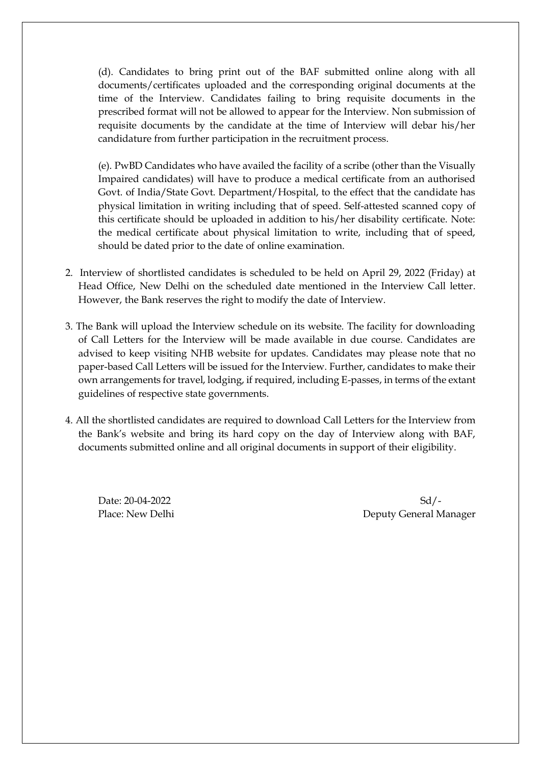(d). Candidates to bring print out of the BAF submitted online along with all documents/certificates uploaded and the corresponding original documents at the time of the Interview. Candidates failing to bring requisite documents in the prescribed format will not be allowed to appear for the Interview. Non submission of requisite documents by the candidate at the time of Interview will debar his/her candidature from further participation in the recruitment process.

(e). PwBD Candidates who have availed the facility of a scribe (other than the Visually Impaired candidates) will have to produce a medical certificate from an authorised Govt. of India/State Govt. Department/Hospital, to the effect that the candidate has physical limitation in writing including that of speed. Self-attested scanned copy of this certificate should be uploaded in addition to his/her disability certificate. Note: the medical certificate about physical limitation to write, including that of speed, should be dated prior to the date of online examination.

2. Interview of shortlisted candidates is scheduled to be held on April 29, 2022 (Friday) at Head Office, New Delhi on the scheduled date mentioned in the Interview Call letter. However, the Bank reserves the right to modify the date of Interview.

3. The Bank will upload the Interview schedule on its website. The facility for downloading of Call Letters for the Interview will be made available in due course. Candidates are advised to keep visiting NHB website for updates. Candidates may please note that no paper-based Call Letters will be issued for the Interview. Further, candidates to make their own arrangements for travel, lodging, if required, including E-passes, in terms of the extant guidelines of respective state governments.

4. All the shortlisted candidates are required to download Call Letters for the Interview from the Bank's website and bring its hard copy on the day of Interview along with BAF, documents submitted online and all original documents in support of their eligibility.

Date: 20-04-2022
Place: New Delhi

Sd/-
Deputy General Manager